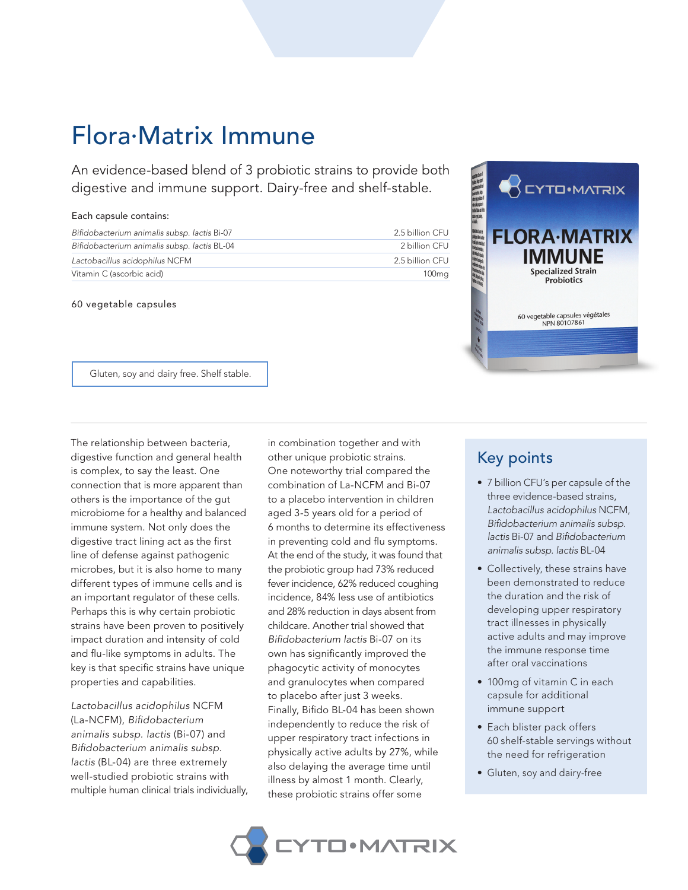# Flora·Matrix Immune

An evidence-based blend of 3 probiotic strains to provide both digestive and immune support. Dairy-free and shelf-stable.

**Each capsule contains:**

| | |
|---|---|
| *Bifidobacterium animalis subsp. lactis* Bi-07 | 2.5 billion CFU |
| *Bifidobacterium animalis subsp. lactis* BL-04 | 2 billion CFU |
| *Lactobacillus acidophilus* NCFM | 2.5 billion CFU |
| Vitamin C (ascorbic acid) | 100mg |

60 vegetable capsules

Gluten, soy and dairy free. Shelf stable.

The relationship between bacteria, digestive function and general health is complex, to say the least. One connection that is more apparent than others is the importance of the gut microbiome for a healthy and balanced immune system. Not only does the digestive tract lining act as the first line of defense against pathogenic microbes, but it is also home to many different types of immune cells and is an important regulator of these cells. Perhaps this is why certain probiotic strains have been proven to positively impact duration and intensity of cold and flu-like symptoms in adults. The key is that specific strains have unique properties and capabilities.

*Lactobacillus acidophilus* NCFM (La-NCFM), *Bifidobacterium animalis subsp. lactis* (Bi-07) and *Bifidobacterium animalis subsp. lactis* (BL-04) are three extremely well-studied probiotic strains with multiple human clinical trials individually, in combination together and with other unique probiotic strains. One noteworthy trial compared the combination of La-NCFM and Bi-07 to a placebo intervention in children aged 3-5 years old for a period of 6 months to determine its effectiveness in preventing cold and flu symptoms. At the end of the study, it was found that the probiotic group had 73% reduced fever incidence, 62% reduced coughing incidence, 84% less use of antibiotics and 28% reduction in days absent from childcare. Another trial showed that *Bifidobacterium lactis* Bi-07 on its own has significantly improved the phagocytic activity of monocytes and granulocytes when compared to placebo after just 3 weeks. Finally, Bifido BL-04 has been shown independently to reduce the risk of upper respiratory tract infections in physically active adults by 27%, while also delaying the average time until illness by almost 1 month. Clearly, these probiotic strains offer some

## Key points

- 7 billion CFU's per capsule of the three evidence-based strains, *Lactobacillus acidophilus* NCFM, *Bifidobacterium animalis subsp. lactis* Bi-07 and *Bifidobacterium animalis subsp. lactis* BL-04
- Collectively, these strains have been demonstrated to reduce the duration and the risk of developing upper respiratory tract illnesses in physically active adults and may improve the immune response time after oral vaccinations
- 100mg of vitamin C in each capsule for additional immune support
- Each blister pack offers 60 shelf-stable servings without the need for refrigeration
- Gluten, soy and dairy-free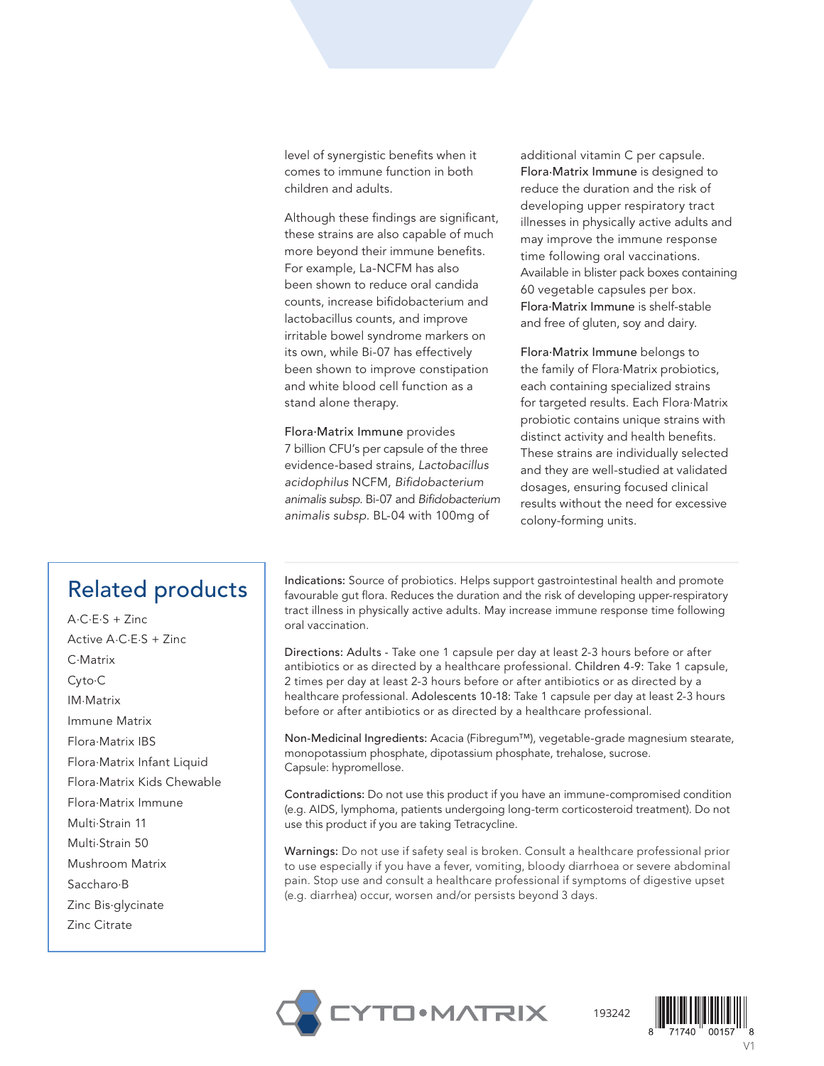level of synergistic benefits when it comes to immune function in both children and adults.

Although these findings are significant, these strains are also capable of much more beyond their immune benefits. For example, La-NCFM has also been shown to reduce oral candida counts, increase bifidobacterium and lactobacillus counts, and improve irritable bowel syndrome markers on its own, while Bi-07 has effectively been shown to improve constipation and white blood cell function as a stand alone therapy.

Flora·Matrix Immune provides 7 billion CFU's per capsule of the three evidence-based strains, *Lactobacillus acidophilus* NCFM, *Bifidobacterium animalis subsp.* Bi-07 and *Bifidobacterium animalis subsp.* BL-04 with 100mg of additional vitamin C per capsule. Flora·Matrix Immune is designed to reduce the duration and the risk of developing upper respiratory tract illnesses in physically active adults and may improve the immune response time following oral vaccinations. Available in blister pack boxes containing 60 vegetable capsules per box. Flora·Matrix Immune is shelf-stable and free of gluten, soy and dairy.

Flora·Matrix Immune belongs to the family of Flora·Matrix probiotics, each containing specialized strains for targeted results. Each Flora·Matrix probiotic contains unique strains with distinct activity and health benefits. These strains are individually selected and they are well-studied at validated dosages, ensuring focused clinical results without the need for excessive colony-forming units.

## Related products

- A·C·E·S + Zinc
- Active A·C·E·S + Zinc
- C·Matrix
- Cyto·C
- IM·Matrix
- Immune Matrix
- Flora·Matrix IBS
- Flora·Matrix Infant Liquid
- Flora·Matrix Kids Chewable
- Flora·Matrix Immune
- Multi·Strain 11
- Multi·Strain 50
- Mushroom Matrix
- Saccharo·B
- Zinc Bis·glycinate
- Zinc Citrate

Indications: Source of probiotics. Helps support gastrointestinal health and promote favourable gut flora. Reduces the duration and the risk of developing upper-respiratory tract illness in physically active adults. May increase immune response time following oral vaccination.

Directions: Adults - Take one 1 capsule per day at least 2-3 hours before or after antibiotics or as directed by a healthcare professional. Children 4-9: Take 1 capsule, 2 times per day at least 2-3 hours before or after antibiotics or as directed by a healthcare professional. Adolescents 10-18: Take 1 capsule per day at least 2-3 hours before or after antibiotics or as directed by a healthcare professional.

Non-Medicinal Ingredients: Acacia (Fibregum™), vegetable-grade magnesium stearate, monopotassium phosphate, dipotassium phosphate, trehalose, sucrose.
Capsule: hypromellose.

Contradictions: Do not use this product if you have an immune-compromised condition (e.g. AIDS, lymphoma, patients undergoing long-term corticosteroid treatment). Do not use this product if you are taking Tetracycline.

Warnings: Do not use if safety seal is broken. Consult a healthcare professional prior to use especially if you have a fever, vomiting, bloody diarrhoea or severe abdominal pain. Stop use and consult a healthcare professional if symptoms of digestive upset (e.g. diarrhea) occur, worsen and/or persists beyond 3 days.

CYTO·MATRIX

193242

8 71740 00157 8

V1